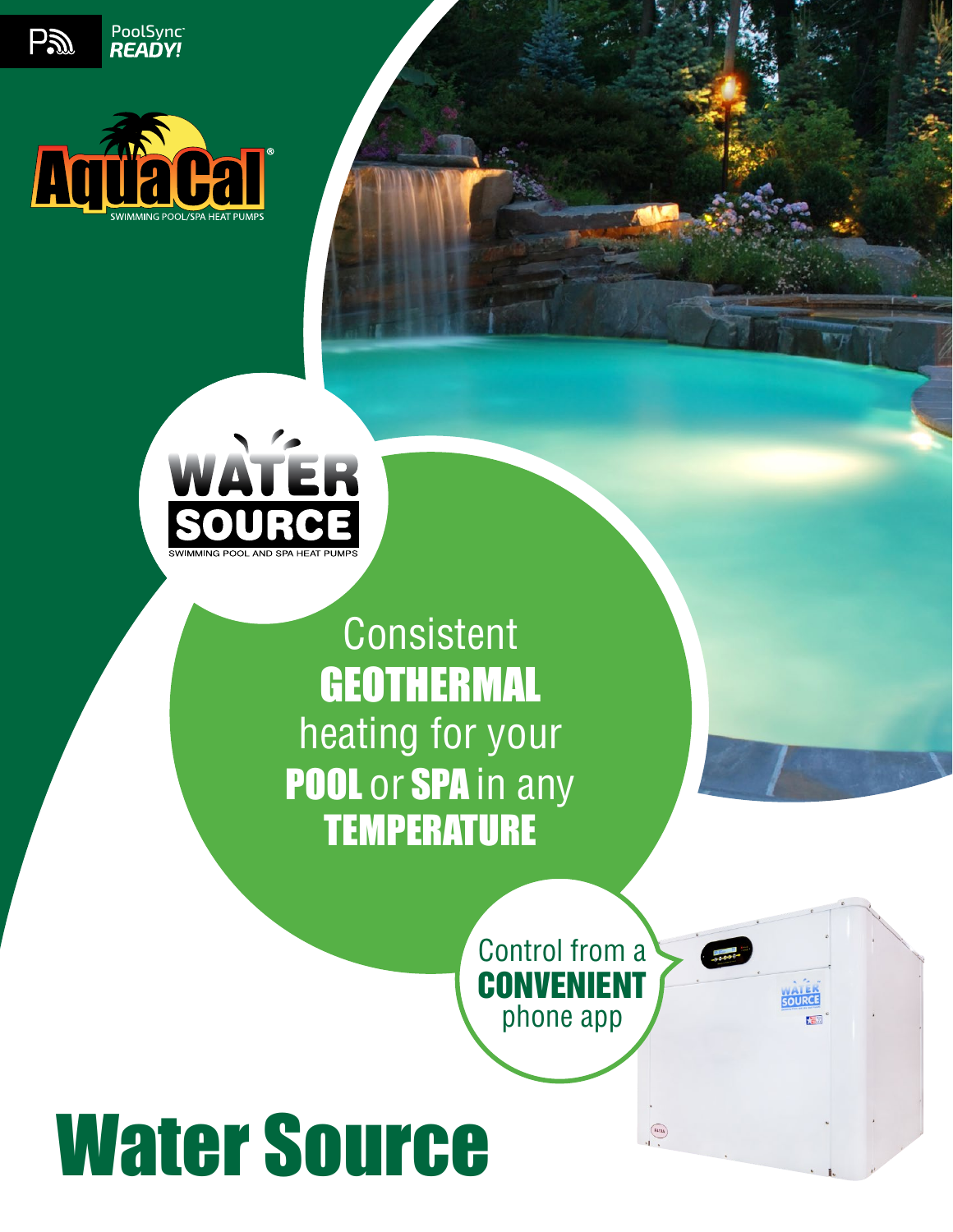PoolSync™ **READY!**

AquaCal®
SWIMMING POOL/SPA HEAT PUMPS

WATER SOURCE
SWIMMING POOL AND SPA HEAT PUMPS

Consistent **GEOTHERMAL** heating for your **POOL** or **SPA** in any **TEMPERATURE**

Control from a **CONVENIENT** phone app

# Water Source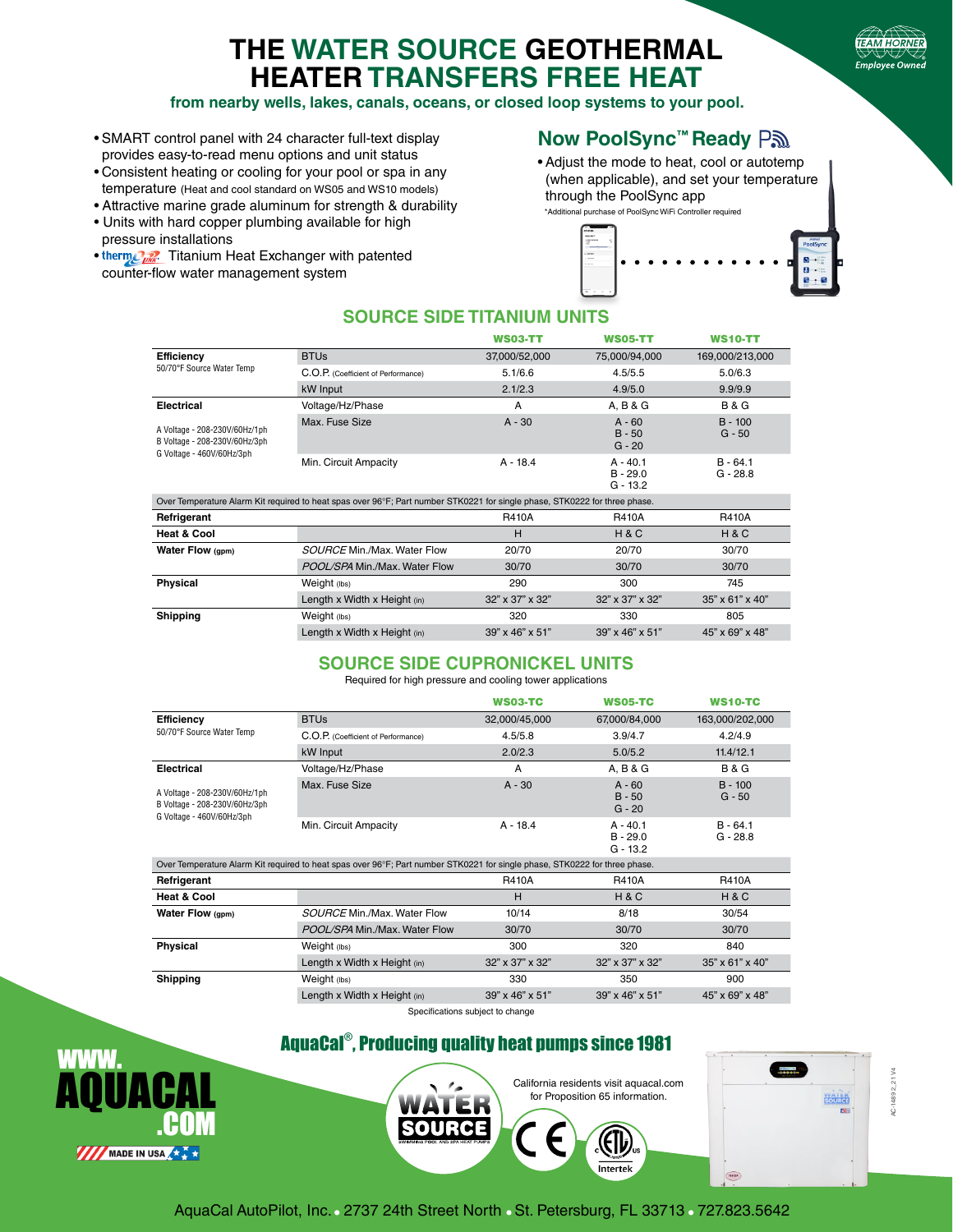# THE WATER SOURCE GEOTHERMAL HEATER TRANSFERS FREE HEAT

**from nearby wells, lakes, canals, oceans, or closed loop systems to your pool.**

- SMART control panel with 24 character full-text display provides easy-to-read menu options and unit status
- Consistent heating or cooling for your pool or spa in any temperature (Heat and cool standard on WS05 and WS10 models)
- Attractive marine grade aluminum for strength & durability
- Units with hard copper plumbing available for high pressure installations
- ThermoLink Titanium Heat Exchanger with patented counter-flow water management system

## Now PoolSync™ Ready

- Adjust the mode to heat, cool or autotemp (when applicable), and set your temperature through the PoolSync app

*Additional purchase of PoolSync WiFi Controller required

## SOURCE SIDE TITANIUM UNITS

| | | WS03-TT | WS05-TT | WS10-TT |
|---|---|---|---|---|
| **Efficiency** 50/70°F Source Water Temp | BTUs | 37,000/52,000 | 75,000/94,000 | 169,000/213,000 |
| | C.O.P. (Coefficient of Performance) | 5.1/6.6 | 4.5/5.5 | 5.0/6.3 |
| | kW Input | 2.1/2.3 | 4.9/5.0 | 9.9/9.9 |
| **Electrical** | Voltage/Hz/Phase | A | A, B & G | B & G |
| A Voltage - 208-230V/60Hz/1ph B Voltage - 208-230V/60Hz/3ph G Voltage - 460V/60Hz/3ph | Max. Fuse Size | A - 30 | A - 60 B - 50 G - 20 | B - 100 G - 50 |
| | Min. Circuit Ampacity | A - 18.4 | A - 40.1 B - 29.0 G - 13.2 | B - 64.1 G - 28.8 |
| Over Temperature Alarm Kit required to heat spas over 96°F; Part number STK0221 for single phase, STK0222 for three phase. | | | | |
| **Refrigerant** | | R410A | R410A | R410A |
| **Heat & Cool** | | H | H & C | H & C |
| **Water Flow (gpm)** | *SOURCE* Min./Max. Water Flow | 20/70 | 20/70 | 30/70 |
| | *POOL/SPA* Min./Max. Water Flow | 30/70 | 30/70 | 30/70 |
| **Physical** | Weight (lbs) | 290 | 300 | 745 |
| | Length x Width x Height (in) | 32" x 37" x 32" | 32" x 37" x 32" | 35" x 61" x 40" |
| **Shipping** | Weight (lbs) | 320 | 330 | 805 |
| | Length x Width x Height (in) | 39" x 46" x 51" | 39" x 46" x 51" | 45" x 69" x 48" |

## SOURCE SIDE CUPRONICKEL UNITS

Required for high pressure and cooling tower applications

| | | WS03-TC | WS05-TC | WS10-TC |
|---|---|---|---|---|
| **Efficiency** 50/70°F Source Water Temp | BTUs | 32,000/45,000 | 67,000/84,000 | 163,000/202,000 |
| | C.O.P. (Coefficient of Performance) | 4.5/5.8 | 3.9/4.7 | 4.2/4.9 |
| | kW Input | 2.0/2.3 | 5.0/5.2 | 11.4/12.1 |
| **Electrical** | Voltage/Hz/Phase | A | A, B & G | B & G |
| A Voltage - 208-230V/60Hz/1ph B Voltage - 208-230V/60Hz/3ph G Voltage - 460V/60Hz/3ph | Max. Fuse Size | A - 30 | A - 60 B - 50 G - 20 | B - 100 G - 50 |
| | Min. Circuit Ampacity | A - 18.4 | A - 40.1 B - 29.0 G - 13.2 | B - 64.1 G - 28.8 |
| Over Temperature Alarm Kit required to heat spas over 96°F; Part number STK0221 for single phase, STK0222 for three phase. | | | | |
| **Refrigerant** | | R410A | R410A | R410A |
| **Heat & Cool** | | H | H & C | H & C |
| **Water Flow (gpm)** | *SOURCE* Min./Max. Water Flow | 10/14 | 8/18 | 30/54 |
| | *POOL/SPA* Min./Max. Water Flow | 30/70 | 30/70 | 30/70 |
| **Physical** | Weight (lbs) | 300 | 320 | 840 |
| | Length x Width x Height (in) | 32" x 37" x 32" | 32" x 37" x 32" | 35" x 61" x 40" |
| **Shipping** | Weight (lbs) | 330 | 350 | 900 |
| | Length x Width x Height (in) | 39" x 46" x 51" | 39" x 46" x 51" | 45" x 69" x 48" |

Specifications subject to change

## AquaCal®, Producing quality heat pumps since 1981

WWW.AQUACAL.COM

MADE IN USA

California residents visit aquacal.com for Proposition 65 information.

AC-1489 2_21 V4

AquaCal AutoPilot, Inc. • 2737 24th Street North • St. Petersburg, FL 33713 • 727.823.5642